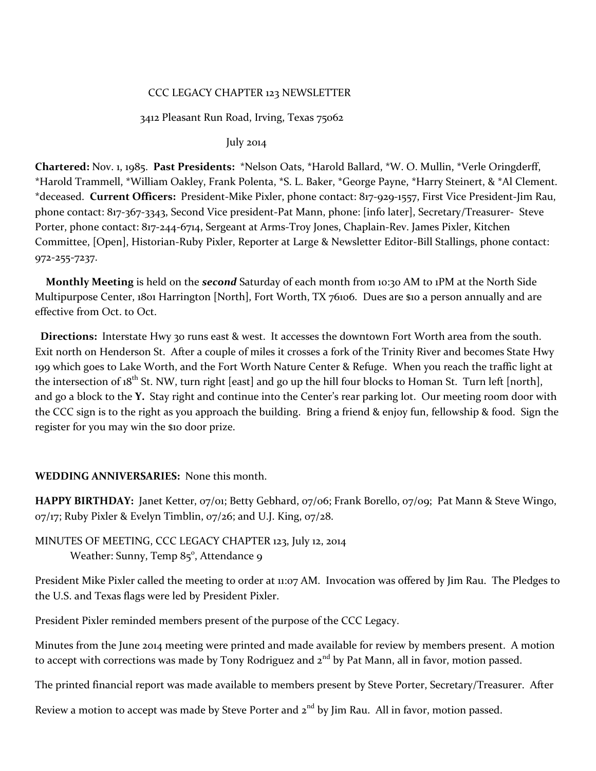CCC LEGACY CHAPTER 123 NEWSLETTER

3412 Pleasant Run Road, Irving, Texas 75062

July 2014

**Chartered:** Nov. 1, 1985. **Past Presidents:** *Nelson Oats, *Harold Ballard, *W. O. Mullin, *Verle Oringderff, *Harold Trammell, *William Oakley, Frank Polenta, *S. L. Baker, *George Payne, *Harry Steinert, & *Al Clement. *deceased. **Current Officers:** President-Mike Pixler, phone contact: 817-929-1557, First Vice President-Jim Rau, phone contact: 817-367-3343, Second Vice president-Pat Mann, phone: [info later], Secretary/Treasurer- Steve Porter, phone contact: 817-244-6714, Sergeant at Arms-Troy Jones, Chaplain-Rev. James Pixler, Kitchen Committee, [Open], Historian-Ruby Pixler, Reporter at Large & Newsletter Editor-Bill Stallings, phone contact: 972-255-7237.

**Monthly Meeting** is held on the ***second*** Saturday of each month from 10:30 AM to 1PM at the North Side Multipurpose Center, 1801 Harrington [North], Fort Worth, TX 76106. Dues are $10 a person annually and are effective from Oct. to Oct.

**Directions:** Interstate Hwy 30 runs east & west. It accesses the downtown Fort Worth area from the south. Exit north on Henderson St. After a couple of miles it crosses a fork of the Trinity River and becomes State Hwy 199 which goes to Lake Worth, and the Fort Worth Nature Center & Refuge. When you reach the traffic light at the intersection of 18th St. NW, turn right [east] and go up the hill four blocks to Homan St. Turn left [north], and go a block to the **Y.** Stay right and continue into the Center's rear parking lot. Our meeting room door with the CCC sign is to the right as you approach the building. Bring a friend & enjoy fun, fellowship & food. Sign the register for you may win the $10 door prize.

**WEDDING ANNIVERSARIES:** None this month.

**HAPPY BIRTHDAY:** Janet Ketter, 07/01; Betty Gebhard, 07/06; Frank Borello, 07/09; Pat Mann & Steve Wingo, 07/17; Ruby Pixler & Evelyn Timblin, 07/26; and U.J. King, 07/28.

MINUTES OF MEETING, CCC LEGACY CHAPTER 123, July 12, 2014

Weather: Sunny, Temp 85°, Attendance 9

President Mike Pixler called the meeting to order at 11:07 AM. Invocation was offered by Jim Rau. The Pledges to the U.S. and Texas flags were led by President Pixler.

President Pixler reminded members present of the purpose of the CCC Legacy.

Minutes from the June 2014 meeting were printed and made available for review by members present. A motion to accept with corrections was made by Tony Rodriguez and 2nd by Pat Mann, all in favor, motion passed.

The printed financial report was made available to members present by Steve Porter, Secretary/Treasurer. After Review a motion to accept was made by Steve Porter and 2nd by Jim Rau. All in favor, motion passed.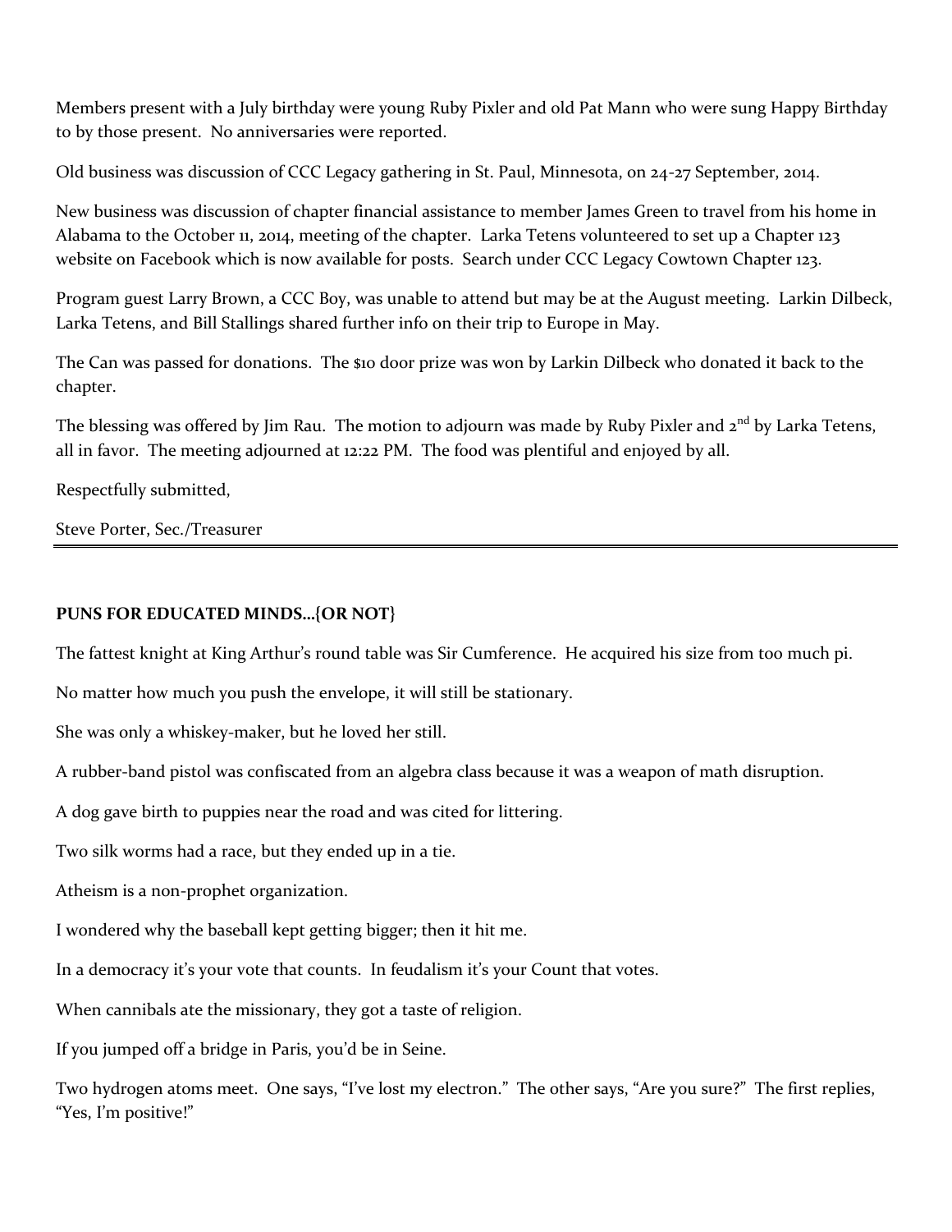Members present with a July birthday were young Ruby Pixler and old Pat Mann who were sung Happy Birthday to by those present. No anniversaries were reported.

Old business was discussion of CCC Legacy gathering in St. Paul, Minnesota, on 24-27 September, 2014.

New business was discussion of chapter financial assistance to member James Green to travel from his home in Alabama to the October 11, 2014, meeting of the chapter. Larka Tetens volunteered to set up a Chapter 123 website on Facebook which is now available for posts. Search under CCC Legacy Cowtown Chapter 123.

Program guest Larry Brown, a CCC Boy, was unable to attend but may be at the August meeting. Larkin Dilbeck, Larka Tetens, and Bill Stallings shared further info on their trip to Europe in May.

The Can was passed for donations. The $10 door prize was won by Larkin Dilbeck who donated it back to the chapter.

The blessing was offered by Jim Rau. The motion to adjourn was made by Ruby Pixler and 2nd by Larka Tetens, all in favor. The meeting adjourned at 12:22 PM. The food was plentiful and enjoyed by all.

Respectfully submitted,

Steve Porter, Sec./Treasurer

---

**PUNS FOR EDUCATED MINDS…{OR NOT}**

The fattest knight at King Arthur's round table was Sir Cumference. He acquired his size from too much pi.

No matter how much you push the envelope, it will still be stationary.

She was only a whiskey-maker, but he loved her still.

A rubber-band pistol was confiscated from an algebra class because it was a weapon of math disruption.

A dog gave birth to puppies near the road and was cited for littering.

Two silk worms had a race, but they ended up in a tie.

Atheism is a non-prophet organization.

I wondered why the baseball kept getting bigger; then it hit me.

In a democracy it's your vote that counts. In feudalism it's your Count that votes.

When cannibals ate the missionary, they got a taste of religion.

If you jumped off a bridge in Paris, you'd be in Seine.

Two hydrogen atoms meet. One says, "I've lost my electron." The other says, "Are you sure?" The first replies, "Yes, I'm positive!"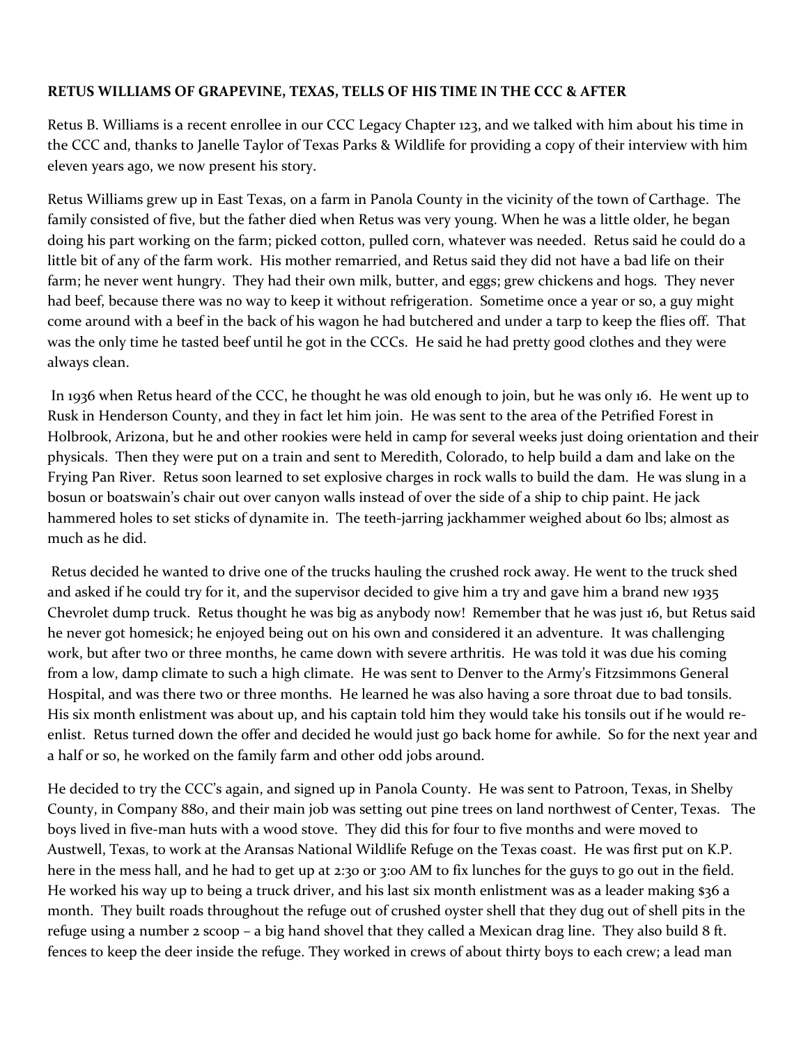**RETUS WILLIAMS OF GRAPEVINE, TEXAS, TELLS OF HIS TIME IN THE CCC & AFTER**

Retus B. Williams is a recent enrollee in our CCC Legacy Chapter 123, and we talked with him about his time in the CCC and, thanks to Janelle Taylor of Texas Parks & Wildlife for providing a copy of their interview with him eleven years ago, we now present his story.

Retus Williams grew up in East Texas, on a farm in Panola County in the vicinity of the town of Carthage. The family consisted of five, but the father died when Retus was very young. When he was a little older, he began doing his part working on the farm; picked cotton, pulled corn, whatever was needed. Retus said he could do a little bit of any of the farm work. His mother remarried, and Retus said they did not have a bad life on their farm; he never went hungry. They had their own milk, butter, and eggs; grew chickens and hogs. They never had beef, because there was no way to keep it without refrigeration. Sometime once a year or so, a guy might come around with a beef in the back of his wagon he had butchered and under a tarp to keep the flies off. That was the only time he tasted beef until he got in the CCCs. He said he had pretty good clothes and they were always clean.

In 1936 when Retus heard of the CCC, he thought he was old enough to join, but he was only 16. He went up to Rusk in Henderson County, and they in fact let him join. He was sent to the area of the Petrified Forest in Holbrook, Arizona, but he and other rookies were held in camp for several weeks just doing orientation and their physicals. Then they were put on a train and sent to Meredith, Colorado, to help build a dam and lake on the Frying Pan River. Retus soon learned to set explosive charges in rock walls to build the dam. He was slung in a bosun or boatswain's chair out over canyon walls instead of over the side of a ship to chip paint. He jack hammered holes to set sticks of dynamite in. The teeth-jarring jackhammer weighed about 60 lbs; almost as much as he did.

Retus decided he wanted to drive one of the trucks hauling the crushed rock away. He went to the truck shed and asked if he could try for it, and the supervisor decided to give him a try and gave him a brand new 1935 Chevrolet dump truck. Retus thought he was big as anybody now! Remember that he was just 16, but Retus said he never got homesick; he enjoyed being out on his own and considered it an adventure. It was challenging work, but after two or three months, he came down with severe arthritis. He was told it was due his coming from a low, damp climate to such a high climate. He was sent to Denver to the Army's Fitzsimmons General Hospital, and was there two or three months. He learned he was also having a sore throat due to bad tonsils. His six month enlistment was about up, and his captain told him they would take his tonsils out if he would re-enlist. Retus turned down the offer and decided he would just go back home for awhile. So for the next year and a half or so, he worked on the family farm and other odd jobs around.

He decided to try the CCC's again, and signed up in Panola County. He was sent to Patroon, Texas, in Shelby County, in Company 880, and their main job was setting out pine trees on land northwest of Center, Texas. The boys lived in five-man huts with a wood stove. They did this for four to five months and were moved to Austwell, Texas, to work at the Aransas National Wildlife Refuge on the Texas coast. He was first put on K.P. here in the mess hall, and he had to get up at 2:30 or 3:00 AM to fix lunches for the guys to go out in the field. He worked his way up to being a truck driver, and his last six month enlistment was as a leader making $36 a month. They built roads throughout the refuge out of crushed oyster shell that they dug out of shell pits in the refuge using a number 2 scoop – a big hand shovel that they called a Mexican drag line. They also build 8 ft. fences to keep the deer inside the refuge. They worked in crews of about thirty boys to each crew; a lead man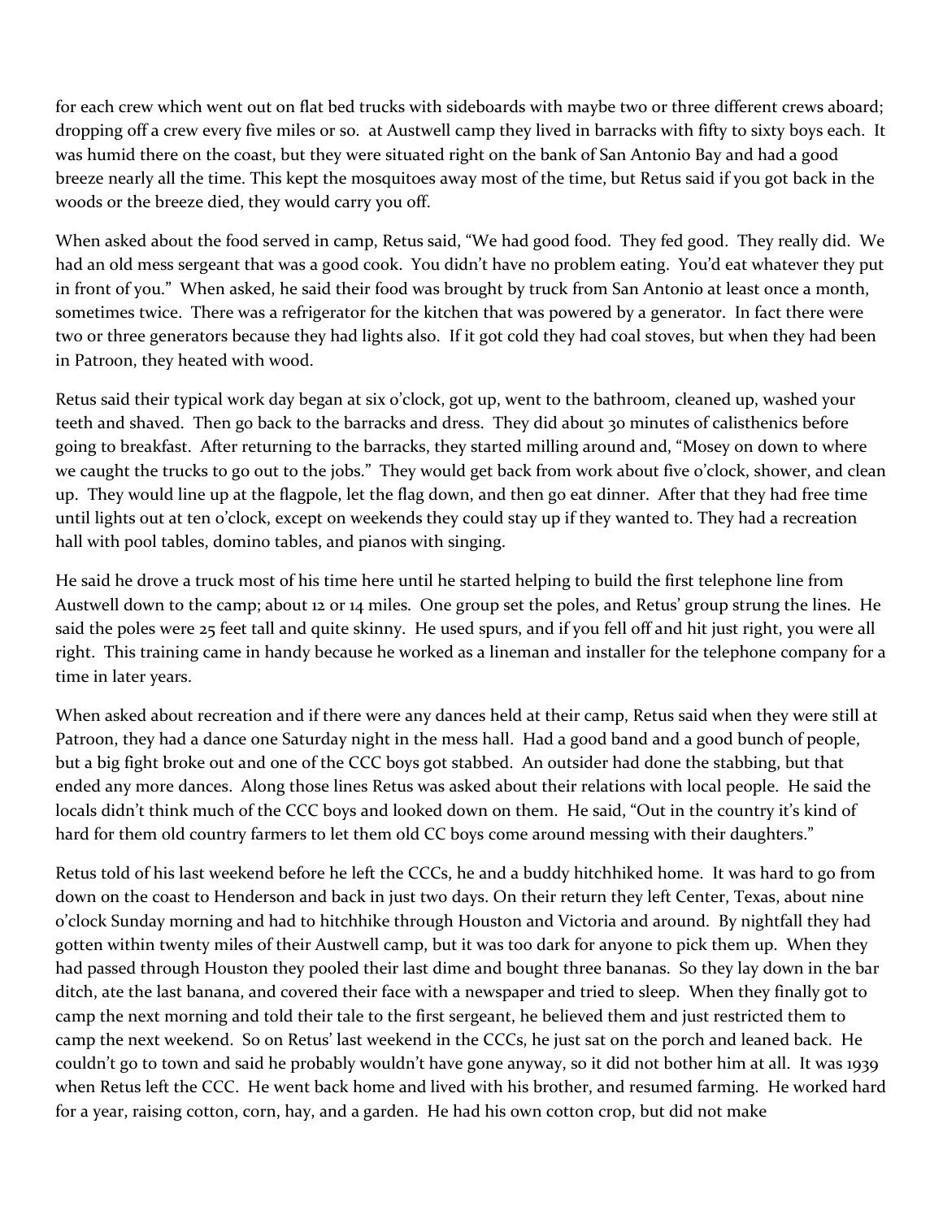for each crew which went out on flat bed trucks with sideboards with maybe two or three different crews aboard; dropping off a crew every five miles or so. at Austwell camp they lived in barracks with fifty to sixty boys each. It was humid there on the coast, but they were situated right on the bank of San Antonio Bay and had a good breeze nearly all the time. This kept the mosquitoes away most of the time, but Retus said if you got back in the woods or the breeze died, they would carry you off.

When asked about the food served in camp, Retus said, "We had good food. They fed good. They really did. We had an old mess sergeant that was a good cook. You didn't have no problem eating. You'd eat whatever they put in front of you." When asked, he said their food was brought by truck from San Antonio at least once a month, sometimes twice. There was a refrigerator for the kitchen that was powered by a generator. In fact there were two or three generators because they had lights also. If it got cold they had coal stoves, but when they had been in Patroon, they heated with wood.

Retus said their typical work day began at six o'clock, got up, went to the bathroom, cleaned up, washed your teeth and shaved. Then go back to the barracks and dress. They did about 30 minutes of calisthenics before going to breakfast. After returning to the barracks, they started milling around and, "Mosey on down to where we caught the trucks to go out to the jobs." They would get back from work about five o'clock, shower, and clean up. They would line up at the flagpole, let the flag down, and then go eat dinner. After that they had free time until lights out at ten o'clock, except on weekends they could stay up if they wanted to. They had a recreation hall with pool tables, domino tables, and pianos with singing.

He said he drove a truck most of his time here until he started helping to build the first telephone line from Austwell down to the camp; about 12 or 14 miles. One group set the poles, and Retus' group strung the lines. He said the poles were 25 feet tall and quite skinny. He used spurs, and if you fell off and hit just right, you were all right. This training came in handy because he worked as a lineman and installer for the telephone company for a time in later years.

When asked about recreation and if there were any dances held at their camp, Retus said when they were still at Patroon, they had a dance one Saturday night in the mess hall. Had a good band and a good bunch of people, but a big fight broke out and one of the CCC boys got stabbed. An outsider had done the stabbing, but that ended any more dances. Along those lines Retus was asked about their relations with local people. He said the locals didn't think much of the CCC boys and looked down on them. He said, "Out in the country it's kind of hard for them old country farmers to let them old CC boys come around messing with their daughters."

Retus told of his last weekend before he left the CCCs, he and a buddy hitchhiked home. It was hard to go from down on the coast to Henderson and back in just two days. On their return they left Center, Texas, about nine o'clock Sunday morning and had to hitchhike through Houston and Victoria and around. By nightfall they had gotten within twenty miles of their Austwell camp, but it was too dark for anyone to pick them up. When they had passed through Houston they pooled their last dime and bought three bananas. So they lay down in the bar ditch, ate the last banana, and covered their face with a newspaper and tried to sleep. When they finally got to camp the next morning and told their tale to the first sergeant, he believed them and just restricted them to camp the next weekend. So on Retus' last weekend in the CCCs, he just sat on the porch and leaned back. He couldn't go to town and said he probably wouldn't have gone anyway, so it did not bother him at all. It was 1939 when Retus left the CCC. He went back home and lived with his brother, and resumed farming. He worked hard for a year, raising cotton, corn, hay, and a garden. He had his own cotton crop, but did not make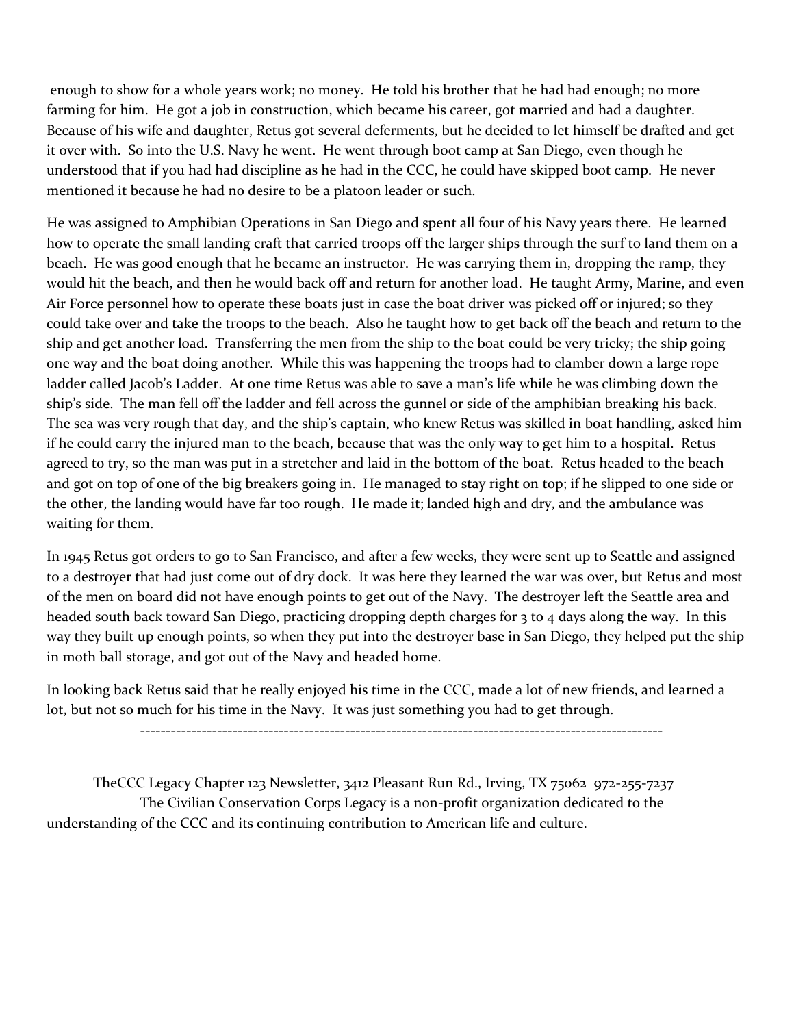enough to show for a whole years work; no money. He told his brother that he had had enough; no more farming for him. He got a job in construction, which became his career, got married and had a daughter. Because of his wife and daughter, Retus got several deferments, but he decided to let himself be drafted and get it over with. So into the U.S. Navy he went. He went through boot camp at San Diego, even though he understood that if you had had discipline as he had in the CCC, he could have skipped boot camp. He never mentioned it because he had no desire to be a platoon leader or such.

He was assigned to Amphibian Operations in San Diego and spent all four of his Navy years there. He learned how to operate the small landing craft that carried troops off the larger ships through the surf to land them on a beach. He was good enough that he became an instructor. He was carrying them in, dropping the ramp, they would hit the beach, and then he would back off and return for another load. He taught Army, Marine, and even Air Force personnel how to operate these boats just in case the boat driver was picked off or injured; so they could take over and take the troops to the beach. Also he taught how to get back off the beach and return to the ship and get another load. Transferring the men from the ship to the boat could be very tricky; the ship going one way and the boat doing another. While this was happening the troops had to clamber down a large rope ladder called Jacob's Ladder. At one time Retus was able to save a man's life while he was climbing down the ship's side. The man fell off the ladder and fell across the gunnel or side of the amphibian breaking his back. The sea was very rough that day, and the ship's captain, who knew Retus was skilled in boat handling, asked him if he could carry the injured man to the beach, because that was the only way to get him to a hospital. Retus agreed to try, so the man was put in a stretcher and laid in the bottom of the boat. Retus headed to the beach and got on top of one of the big breakers going in. He managed to stay right on top; if he slipped to one side or the other, the landing would have far too rough. He made it; landed high and dry, and the ambulance was waiting for them.

In 1945 Retus got orders to go to San Francisco, and after a few weeks, they were sent up to Seattle and assigned to a destroyer that had just come out of dry dock. It was here they learned the war was over, but Retus and most of the men on board did not have enough points to get out of the Navy. The destroyer left the Seattle area and headed south back toward San Diego, practicing dropping depth charges for 3 to 4 days along the way. In this way they built up enough points, so when they put into the destroyer base in San Diego, they helped put the ship in moth ball storage, and got out of the Navy and headed home.

In looking back Retus said that he really enjoyed his time in the CCC, made a lot of new friends, and learned a lot, but not so much for his time in the Navy. It was just something you had to get through.

---

TheCCC Legacy Chapter 123 Newsletter, 3412 Pleasant Run Rd., Irving, TX 75062 972-255-7237
The Civilian Conservation Corps Legacy is a non-profit organization dedicated to the understanding of the CCC and its continuing contribution to American life and culture.